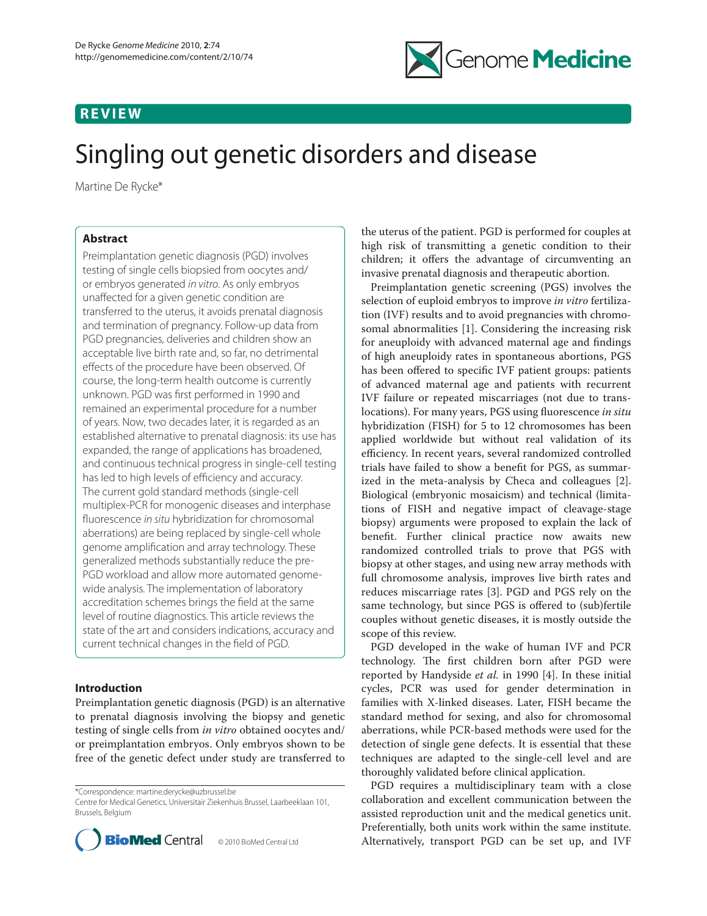REVIEW

# Singling out genetic disorders and disease

Martine De Rycke*

## Abstract

Preimplantation genetic diagnosis (PGD) involves testing of single cells biopsied from oocytes and/or embryos generated *in vitro*. As only embryos unaffected for a given genetic condition are transferred to the uterus, it avoids prenatal diagnosis and termination of pregnancy. Follow-up data from PGD pregnancies, deliveries and children show an acceptable live birth rate and, so far, no detrimental effects of the procedure have been observed. Of course, the long-term health outcome is currently unknown. PGD was first performed in 1990 and remained an experimental procedure for a number of years. Now, two decades later, it is regarded as an established alternative to prenatal diagnosis: its use has expanded, the range of applications has broadened, and continuous technical progress in single-cell testing has led to high levels of efficiency and accuracy. The current gold standard methods (single-cell multiplex-PCR for monogenic diseases and interphase fluorescence *in situ* hybridization for chromosomal aberrations) are being replaced by single-cell whole genome amplification and array technology. These generalized methods substantially reduce the pre-PGD workload and allow more automated genome-wide analysis. The implementation of laboratory accreditation schemes brings the field at the same level of routine diagnostics. This article reviews the state of the art and considers indications, accuracy and current technical changes in the field of PGD.

## Introduction

Preimplantation genetic diagnosis (PGD) is an alternative to prenatal diagnosis involving the biopsy and genetic testing of single cells from *in vitro* obtained oocytes and/or preimplantation embryos. Only embryos shown to be free of the genetic defect under study are transferred to the uterus of the patient. PGD is performed for couples at high risk of transmitting a genetic condition to their children; it offers the advantage of circumventing an invasive prenatal diagnosis and therapeutic abortion.

Preimplantation genetic screening (PGS) involves the selection of euploid embryos to improve *in vitro* fertilization (IVF) results and to avoid pregnancies with chromosomal abnormalities [1]. Considering the increasing risk for aneuploidy with advanced maternal age and findings of high aneuploidy rates in spontaneous abortions, PGS has been offered to specific IVF patient groups: patients of advanced maternal age and patients with recurrent IVF failure or repeated miscarriages (not due to translocations). For many years, PGS using fluorescence *in situ* hybridization (FISH) for 5 to 12 chromosomes has been applied worldwide but without real validation of its efficiency. In recent years, several randomized controlled trials have failed to show a benefit for PGS, as summarized in the meta-analysis by Checa and colleagues [2]. Biological (embryonic mosaicism) and technical (limitations of FISH and negative impact of cleavage-stage biopsy) arguments were proposed to explain the lack of benefit. Further clinical practice now awaits new randomized controlled trials to prove that PGS with biopsy at other stages, and using new array methods with full chromosome analysis, improves live birth rates and reduces miscarriage rates [3]. PGD and PGS rely on the same technology, but since PGS is offered to (sub)fertile couples without genetic diseases, it is mostly outside the scope of this review.

PGD developed in the wake of human IVF and PCR technology. The first children born after PGD were reported by Handyside *et al.* in 1990 [4]. In these initial cycles, PCR was used for gender determination in families with X-linked diseases. Later, FISH became the standard method for sexing, and also for chromosomal aberrations, while PCR-based methods were used for the detection of single gene defects. It is essential that these techniques are adapted to the single-cell level and are thoroughly validated before clinical application.

PGD requires a multidisciplinary team with a close collaboration and excellent communication between the assisted reproduction unit and the medical genetics unit. Preferentially, both units work within the same institute. Alternatively, transport PGD can be set up, and IVF

*Correspondence: martine.derycke@uzbrussel.be
Centre for Medical Genetics, Universitair Ziekenhuis Brussel, Laarbeeklaan 101, Brussels, Belgium

© 2010 BioMed Central Ltd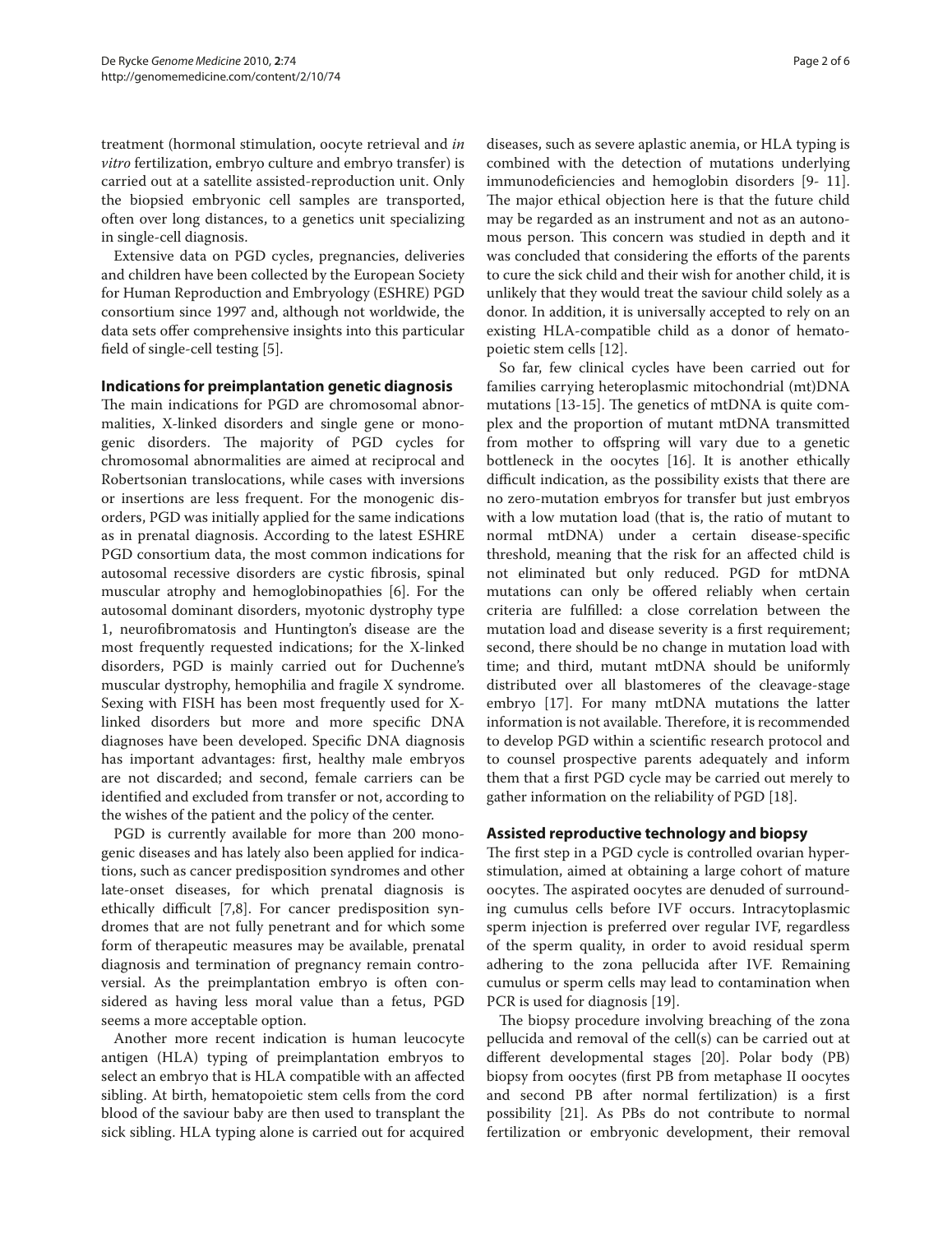treatment (hormonal stimulation, oocyte retrieval and *in vitro* fertilization, embryo culture and embryo transfer) is carried out at a satellite assisted-reproduction unit. Only the biopsied embryonic cell samples are transported, often over long distances, to a genetics unit specializing in single-cell diagnosis.

Extensive data on PGD cycles, pregnancies, deliveries and children have been collected by the European Society for Human Reproduction and Embryology (ESHRE) PGD consortium since 1997 and, although not worldwide, the data sets offer comprehensive insights into this particular field of single-cell testing [5].

## Indications for preimplantation genetic diagnosis

The main indications for PGD are chromosomal abnormalities, X-linked disorders and single gene or monogenic disorders. The majority of PGD cycles for chromosomal abnormalities are aimed at reciprocal and Robertsonian translocations, while cases with inversions or insertions are less frequent. For the monogenic disorders, PGD was initially applied for the same indications as in prenatal diagnosis. According to the latest ESHRE PGD consortium data, the most common indications for autosomal recessive disorders are cystic fibrosis, spinal muscular atrophy and hemoglobinopathies [6]. For the autosomal dominant disorders, myotonic dystrophy type 1, neurofibromatosis and Huntington's disease are the most frequently requested indications; for the X-linked disorders, PGD is mainly carried out for Duchenne's muscular dystrophy, hemophilia and fragile X syndrome. Sexing with FISH has been most frequently used for X-linked disorders but more and more specific DNA diagnoses have been developed. Specific DNA diagnosis has important advantages: first, healthy male embryos are not discarded; and second, female carriers can be identified and excluded from transfer or not, according to the wishes of the patient and the policy of the center.

PGD is currently available for more than 200 monogenic diseases and has lately also been applied for indications, such as cancer predisposition syndromes and other late-onset diseases, for which prenatal diagnosis is ethically difficult [7,8]. For cancer predisposition syndromes that are not fully penetrant and for which some form of therapeutic measures may be available, prenatal diagnosis and termination of pregnancy remain controversial. As the preimplantation embryo is often considered as having less moral value than a fetus, PGD seems a more acceptable option.

Another more recent indication is human leucocyte antigen (HLA) typing of preimplantation embryos to select an embryo that is HLA compatible with an affected sibling. At birth, hematopoietic stem cells from the cord blood of the saviour baby are then used to transplant the sick sibling. HLA typing alone is carried out for acquired diseases, such as severe aplastic anemia, or HLA typing is combined with the detection of mutations underlying immunodeficiencies and hemoglobin disorders [9- 11]. The major ethical objection here is that the future child may be regarded as an instrument and not as an autonomous person. This concern was studied in depth and it was concluded that considering the efforts of the parents to cure the sick child and their wish for another child, it is unlikely that they would treat the saviour child solely as a donor. In addition, it is universally accepted to rely on an existing HLA-compatible child as a donor of hematopoietic stem cells [12].

So far, few clinical cycles have been carried out for families carrying heteroplasmic mitochondrial (mt)DNA mutations [13-15]. The genetics of mtDNA is quite complex and the proportion of mutant mtDNA transmitted from mother to offspring will vary due to a genetic bottleneck in the oocytes [16]. It is another ethically difficult indication, as the possibility exists that there are no zero-mutation embryos for transfer but just embryos with a low mutation load (that is, the ratio of mutant to normal mtDNA) under a certain disease-specific threshold, meaning that the risk for an affected child is not eliminated but only reduced. PGD for mtDNA mutations can only be offered reliably when certain criteria are fulfilled: a close correlation between the mutation load and disease severity is a first requirement; second, there should be no change in mutation load with time; and third, mutant mtDNA should be uniformly distributed over all blastomeres of the cleavage-stage embryo [17]. For many mtDNA mutations the latter information is not available. Therefore, it is recommended to develop PGD within a scientific research protocol and to counsel prospective parents adequately and inform them that a first PGD cycle may be carried out merely to gather information on the reliability of PGD [18].

## Assisted reproductive technology and biopsy

The first step in a PGD cycle is controlled ovarian hyperstimulation, aimed at obtaining a large cohort of mature oocytes. The aspirated oocytes are denuded of surrounding cumulus cells before IVF occurs. Intracytoplasmic sperm injection is preferred over regular IVF, regardless of the sperm quality, in order to avoid residual sperm adhering to the zona pellucida after IVF. Remaining cumulus or sperm cells may lead to contamination when PCR is used for diagnosis [19].

The biopsy procedure involving breaching of the zona pellucida and removal of the cell(s) can be carried out at different developmental stages [20]. Polar body (PB) biopsy from oocytes (first PB from metaphase II oocytes and second PB after normal fertilization) is a first possibility [21]. As PBs do not contribute to normal fertilization or embryonic development, their removal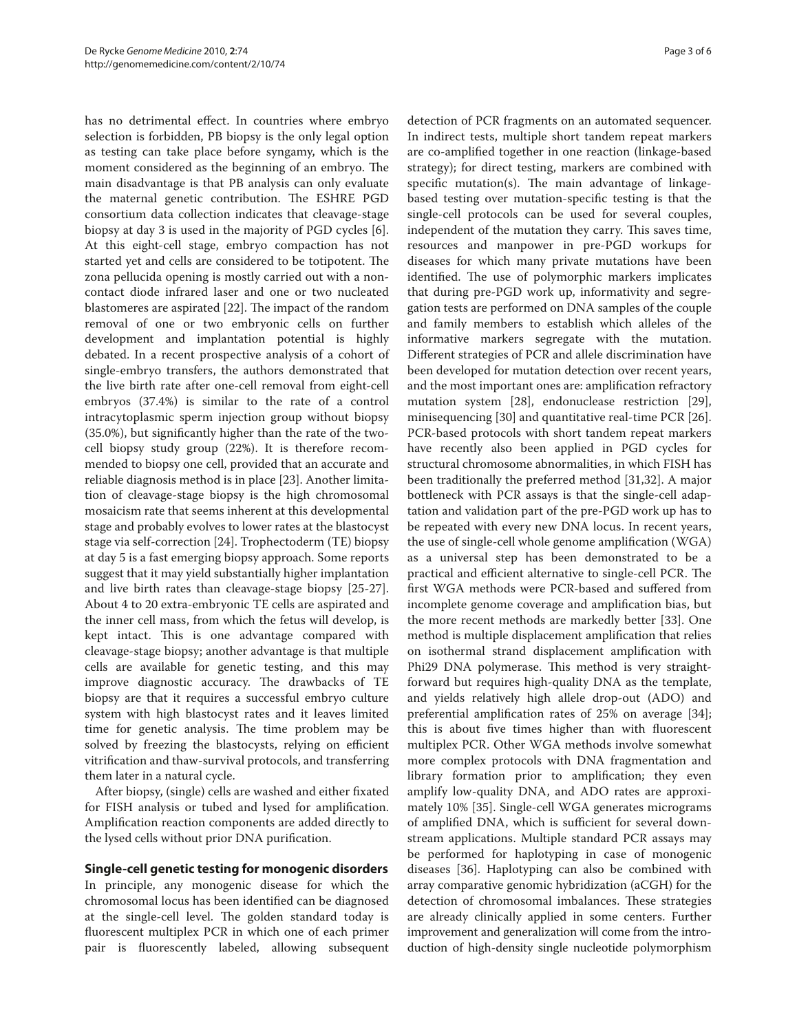has no detrimental effect. In countries where embryo selection is forbidden, PB biopsy is the only legal option as testing can take place before syngamy, which is the moment considered as the beginning of an embryo. The main disadvantage is that PB analysis can only evaluate the maternal genetic contribution. The ESHRE PGD consortium data collection indicates that cleavage-stage biopsy at day 3 is used in the majority of PGD cycles [6]. At this eight-cell stage, embryo compaction has not started yet and cells are considered to be totipotent. The zona pellucida opening is mostly carried out with a non-contact diode infrared laser and one or two nucleated blastomeres are aspirated [22]. The impact of the random removal of one or two embryonic cells on further development and implantation potential is highly debated. In a recent prospective analysis of a cohort of single-embryo transfers, the authors demonstrated that the live birth rate after one-cell removal from eight-cell embryos (37.4%) is similar to the rate of a control intracytoplasmic sperm injection group without biopsy (35.0%), but significantly higher than the rate of the two-cell biopsy study group (22%). It is therefore recommended to biopsy one cell, provided that an accurate and reliable diagnosis method is in place [23]. Another limitation of cleavage-stage biopsy is the high chromosomal mosaicism rate that seems inherent at this developmental stage and probably evolves to lower rates at the blastocyst stage via self-correction [24]. Trophectoderm (TE) biopsy at day 5 is a fast emerging biopsy approach. Some reports suggest that it may yield substantially higher implantation and live birth rates than cleavage-stage biopsy [25-27]. About 4 to 20 extra-embryonic TE cells are aspirated and the inner cell mass, from which the fetus will develop, is kept intact. This is one advantage compared with cleavage-stage biopsy; another advantage is that multiple cells are available for genetic testing, and this may improve diagnostic accuracy. The drawbacks of TE biopsy are that it requires a successful embryo culture system with high blastocyst rates and it leaves limited time for genetic analysis. The time problem may be solved by freezing the blastocysts, relying on efficient vitrification and thaw-survival protocols, and transferring them later in a natural cycle.

After biopsy, (single) cells are washed and either fixated for FISH analysis or tubed and lysed for amplification. Amplification reaction components are added directly to the lysed cells without prior DNA purification.

## Single-cell genetic testing for monogenic disorders

In principle, any monogenic disease for which the chromosomal locus has been identified can be diagnosed at the single-cell level. The golden standard today is fluorescent multiplex PCR in which one of each primer pair is fluorescently labeled, allowing subsequent detection of PCR fragments on an automated sequencer. In indirect tests, multiple short tandem repeat markers are co-amplified together in one reaction (linkage-based strategy); for direct testing, markers are combined with specific mutation(s). The main advantage of linkage-based testing over mutation-specific testing is that the single-cell protocols can be used for several couples, independent of the mutation they carry. This saves time, resources and manpower in pre-PGD workups for diseases for which many private mutations have been identified. The use of polymorphic markers implicates that during pre-PGD work up, informativity and segregation tests are performed on DNA samples of the couple and family members to establish which alleles of the informative markers segregate with the mutation. Different strategies of PCR and allele discrimination have been developed for mutation detection over recent years, and the most important ones are: amplification refractory mutation system [28], endonuclease restriction [29], minisequencing [30] and quantitative real-time PCR [26]. PCR-based protocols with short tandem repeat markers have recently also been applied in PGD cycles for structural chromosome abnormalities, in which FISH has been traditionally the preferred method [31,32]. A major bottleneck with PCR assays is that the single-cell adaptation and validation part of the pre-PGD work up has to be repeated with every new DNA locus. In recent years, the use of single-cell whole genome amplification (WGA) as a universal step has been demonstrated to be a practical and efficient alternative to single-cell PCR. The first WGA methods were PCR-based and suffered from incomplete genome coverage and amplification bias, but the more recent methods are markedly better [33]. One method is multiple displacement amplification that relies on isothermal strand displacement amplification with Phi29 DNA polymerase. This method is very straightforward but requires high-quality DNA as the template, and yields relatively high allele drop-out (ADO) and preferential amplification rates of 25% on average [34]; this is about five times higher than with fluorescent multiplex PCR. Other WGA methods involve somewhat more complex protocols with DNA fragmentation and library formation prior to amplification; they even amplify low-quality DNA, and ADO rates are approximately 10% [35]. Single-cell WGA generates micrograms of amplified DNA, which is sufficient for several downstream applications. Multiple standard PCR assays may be performed for haplotyping in case of monogenic diseases [36]. Haplotyping can also be combined with array comparative genomic hybridization (aCGH) for the detection of chromosomal imbalances. These strategies are already clinically applied in some centers. Further improvement and generalization will come from the introduction of high-density single nucleotide polymorphism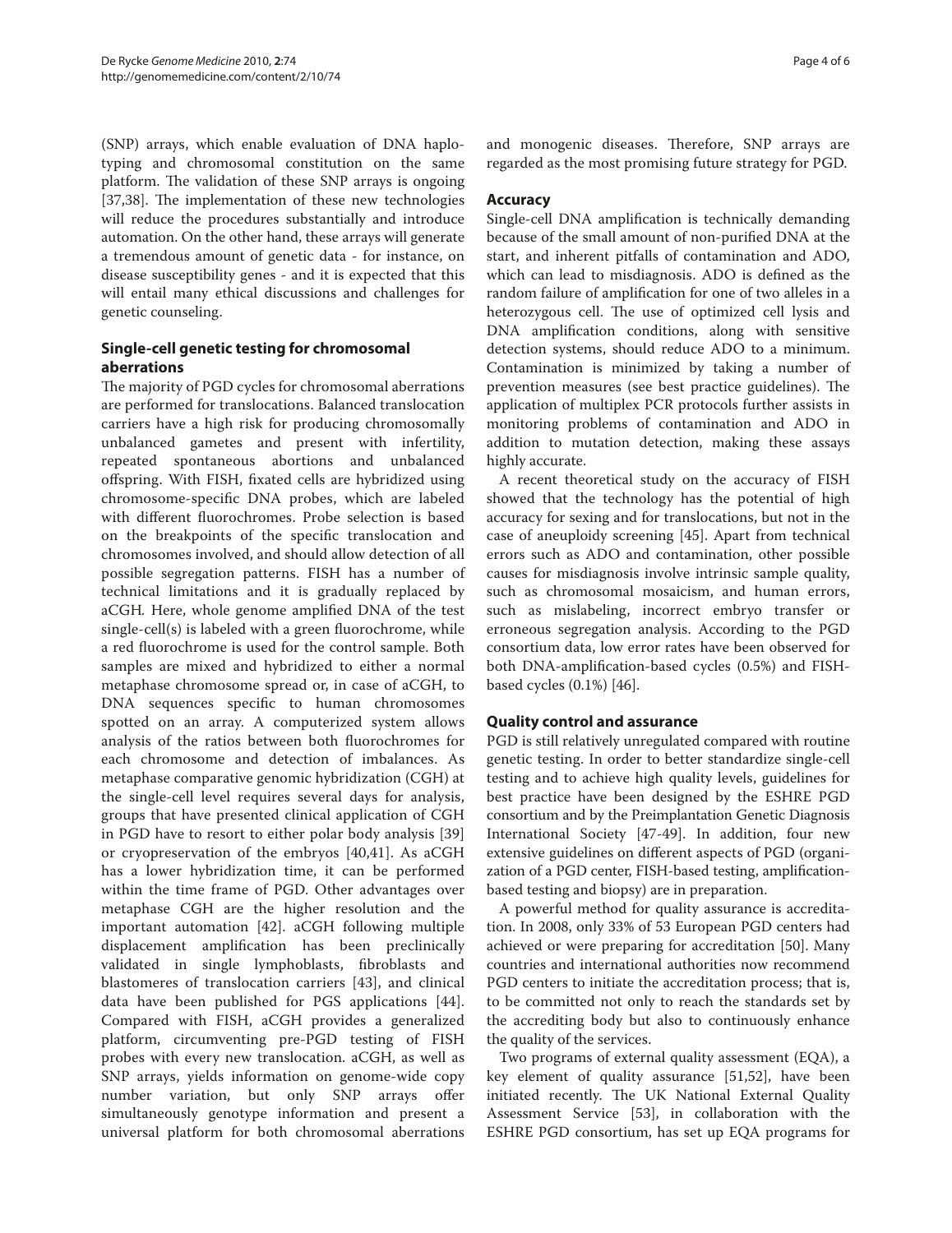(SNP) arrays, which enable evaluation of DNA haplotyping and chromosomal constitution on the same platform. The validation of these SNP arrays is ongoing [37,38]. The implementation of these new technologies will reduce the procedures substantially and introduce automation. On the other hand, these arrays will generate a tremendous amount of genetic data - for instance, on disease susceptibility genes - and it is expected that this will entail many ethical discussions and challenges for genetic counseling.

## Single-cell genetic testing for chromosomal aberrations

The majority of PGD cycles for chromosomal aberrations are performed for translocations. Balanced translocation carriers have a high risk for producing chromosomally unbalanced gametes and present with infertility, repeated spontaneous abortions and unbalanced offspring. With FISH, fixated cells are hybridized using chromosome-specific DNA probes, which are labeled with different fluorochromes. Probe selection is based on the breakpoints of the specific translocation and chromosomes involved, and should allow detection of all possible segregation patterns. FISH has a number of technical limitations and it is gradually replaced by aCGH. Here, whole genome amplified DNA of the test single-cell(s) is labeled with a green fluorochrome, while a red fluorochrome is used for the control sample. Both samples are mixed and hybridized to either a normal metaphase chromosome spread or, in case of aCGH, to DNA sequences specific to human chromosomes spotted on an array. A computerized system allows analysis of the ratios between both fluorochromes for each chromosome and detection of imbalances. As metaphase comparative genomic hybridization (CGH) at the single-cell level requires several days for analysis, groups that have presented clinical application of CGH in PGD have to resort to either polar body analysis [39] or cryopreservation of the embryos [40,41]. As aCGH has a lower hybridization time, it can be performed within the time frame of PGD. Other advantages over metaphase CGH are the higher resolution and the important automation [42]. aCGH following multiple displacement amplification has been preclinically validated in single lymphoblasts, fibroblasts and blastomeres of translocation carriers [43], and clinical data have been published for PGS applications [44]. Compared with FISH, aCGH provides a generalized platform, circumventing pre-PGD testing of FISH probes with every new translocation. aCGH, as well as SNP arrays, yields information on genome-wide copy number variation, but only SNP arrays offer simultaneously genotype information and present a universal platform for both chromosomal aberrations and monogenic diseases. Therefore, SNP arrays are regarded as the most promising future strategy for PGD.

## Accuracy

Single-cell DNA amplification is technically demanding because of the small amount of non-purified DNA at the start, and inherent pitfalls of contamination and ADO, which can lead to misdiagnosis. ADO is defined as the random failure of amplification for one of two alleles in a heterozygous cell. The use of optimized cell lysis and DNA amplification conditions, along with sensitive detection systems, should reduce ADO to a minimum. Contamination is minimized by taking a number of prevention measures (see best practice guidelines). The application of multiplex PCR protocols further assists in monitoring problems of contamination and ADO in addition to mutation detection, making these assays highly accurate.

A recent theoretical study on the accuracy of FISH showed that the technology has the potential of high accuracy for sexing and for translocations, but not in the case of aneuploidy screening [45]. Apart from technical errors such as ADO and contamination, other possible causes for misdiagnosis involve intrinsic sample quality, such as chromosomal mosaicism, and human errors, such as mislabeling, incorrect embryo transfer or erroneous segregation analysis. According to the PGD consortium data, low error rates have been observed for both DNA-amplification-based cycles (0.5%) and FISH-based cycles (0.1%) [46].

## Quality control and assurance

PGD is still relatively unregulated compared with routine genetic testing. In order to better standardize single-cell testing and to achieve high quality levels, guidelines for best practice have been designed by the ESHRE PGD consortium and by the Preimplantation Genetic Diagnosis International Society [47-49]. In addition, four new extensive guidelines on different aspects of PGD (organization of a PGD center, FISH-based testing, amplification-based testing and biopsy) are in preparation.

A powerful method for quality assurance is accreditation. In 2008, only 33% of 53 European PGD centers had achieved or were preparing for accreditation [50]. Many countries and international authorities now recommend PGD centers to initiate the accreditation process; that is, to be committed not only to reach the standards set by the accrediting body but also to continuously enhance the quality of the services.

Two programs of external quality assessment (EQA), a key element of quality assurance [51,52], have been initiated recently. The UK National External Quality Assessment Service [53], in collaboration with the ESHRE PGD consortium, has set up EQA programs for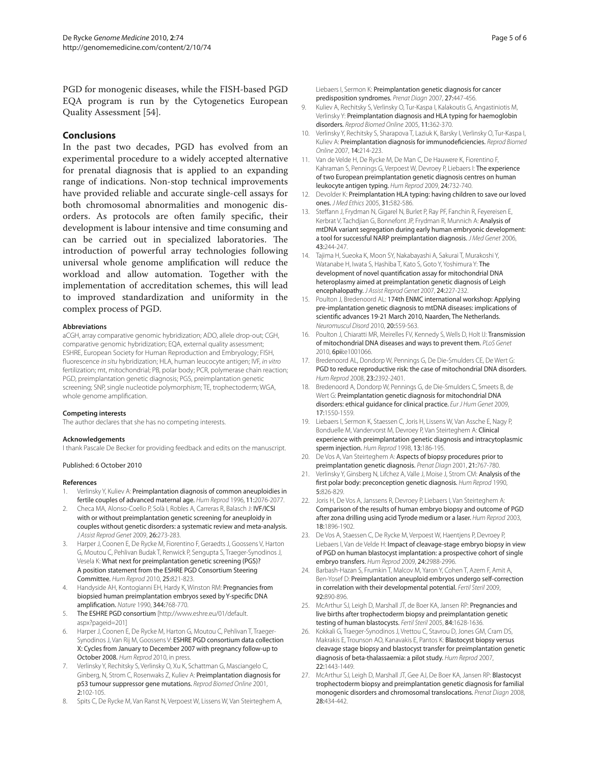PGD for monogenic diseases, while the FISH-based PGD EQA program is run by the Cytogenetics European Quality Assessment [54].

## Conclusions

In the past two decades, PGD has evolved from an experimental procedure to a widely accepted alternative for prenatal diagnosis that is applied to an expanding range of indications. Non-stop technical improvements have provided reliable and accurate single-cell assays for both chromosomal abnormalities and monogenic disorders. As protocols are often family specific, their development is labour intensive and time consuming and can be carried out in specialized laboratories. The introduction of powerful array technologies following universal whole genome amplification will reduce the workload and allow automation. Together with the implementation of accreditation schemes, this will lead to improved standardization and uniformity in the complex process of PGD.

#### Abbreviations

aCGH, array comparative genomic hybridization; ADO, allele drop-out; CGH, comparative genomic hybridization; EQA, external quality assessment; ESHRE, European Society for Human Reproduction and Embryology; FISH, fluorescence *in situ* hybridization; HLA, human leucocyte antigen; IVF, *in vitro* fertilization; mt, mitochondrial; PB, polar body; PCR, polymerase chain reaction; PGD, preimplantation genetic diagnosis; PGS, preimplantation genetic screening; SNP, single nucleotide polymorphism; TE, trophectoderm; WGA, whole genome amplification.

#### Competing interests

The author declares that she has no competing interests.

#### Acknowledgements

I thank Pascale De Becker for providing feedback and edits on the manuscript.

Published: 6 October 2010

#### References

1. Verlinsky Y, Kuliev A: **Preimplantation diagnosis of common aneuploidies in fertile couples of advanced maternal age.** *Hum Reprod* 1996, **11:**2076-2077.
2. Checa MA, Alonso-Coello P, Solà I, Robles A, Carreras R, Balasch J: **IVF/ICSI with or without preimplantation genetic screening for aneuploidy in couples without genetic disorders: a systematic review and meta-analysis.** *J Assist Reprod Genet* 2009, **26:**273-283.
3. Harper J, Coonen E, De Rycke M, Fiorentino F, Geraedts J, Goossens V, Harton G, Moutou C, Pehlivan Budak T, Renwick P, Sengupta S, Traeger-Synodinos J, Vesela K: **What next for preimplantation genetic screening (PGS)? A position statement from the ESHRE PGD Consortium Steering Committee.** *Hum Reprod* 2010, **25:**821-823.
4. Handyside AH, Kontogianni EH, Hardy K, Winston RM: **Pregnancies from biopsied human preimplantation embryos sexed by Y-specific DNA amplification.** *Nature* 1990, **344:**768-770.
5. **The ESHRE PGD consortium** [http://www.eshre.eu/01/default.aspx?pageid=201]
6. Harper J, Coonen E, De Rycke M, Harton G, Moutou C, Pehlivan T, Traeger-Synodinos J, Van Rij M, Goossens V: **ESHRE PGD consortium data collection X: Cycles from January to December 2007 with pregnancy follow-up to October 2008.** *Hum Reprod* 2010, in press.
7. Verlinsky Y, Rechitsky S, Verlinsky O, Xu K, Schattman G, Masciangelo C, Ginberg, N, Strom C, Rosenwaks Z, Kuliev A: **Preimplantation diagnosis for p53 tumour suppressor gene mutations.** *Reprod Biomed Online* 2001, **2:**102-105.
8. Spits C, De Rycke M, Van Ranst N, Verpoest W, Lissens W, Van Steirteghem A, Liebaers I, Sermon K: **Preimplantation genetic diagnosis for cancer predisposition syndromes.** *Prenat Diagn* 2007, **27:**447-456.
9. Kuliev A, Rechitsky S, Verlinsky O, Tur-Kaspa I, Kalakoutis G, Angastiniotis M, Verlinsky Y: **Preimplantation diagnosis and HLA typing for haemoglobin disorders.** *Reprod Biomed Online* 2005, **11:**362-370.
10. Verlinsky Y, Rechitsky S, Sharapova T, Laziuk K, Barsky I, Verlinsky O, Tur-Kaspa I, Kuliev A: **Preimplantation diagnosis for immunodeficiencies.** *Reprod Biomed Online* 2007, **14:**214-223.
11. Van de Velde H, De Rycke M, De Man C, De Hauwere K, Fiorentino F, Kahraman S, Pennings G, Verpoest W, Devroey P, Liebaers I: **The experience of two European preimplantation genetic diagnosis centres on human leukocyte antigen typing.** *Hum Reprod* 2009, **24:**732-740.
12. Devolder K: **Preimplantation HLA typing: having children to save our loved ones.** *J Med Ethics* 2005, **31:**582-586.
13. Steffann J, Frydman N, Gigarel N, Burlet P, Ray PF, Fanchin R, Feyereisen E, Kerbrat V, Tachdjian G, Bonnefont JP, Frydman R, Munnich A: **Analysis of mtDNA variant segregation during early human embryonic development: a tool for successful NARP preimplantation diagnosis.** *J Med Genet* 2006, **43:**244-247.
14. Tajima H, Sueoka K, Moon SY, Nakabayashi A, Sakurai T, Murakoshi Y, Watanabe H, Iwata S, Hashiba T, Kato S, Goto Y, Yoshimura Y: **The development of novel quantification assay for mitochondrial DNA heteroplasmy aimed at preimplantation genetic diagnosis of Leigh encephalopathy.** *J Assist Reprod Genet* 2007, **24:**227-232.
15. Poulton J, Bredenoord AL: **174th ENMC international workshop: Applying pre-implantation genetic diagnosis to mtDNA diseases: implications of scientific advances 19-21 March 2010, Naarden, The Netherlands.** *Neuromuscul Disord* 2010, **20:**559-563.
16. Poulton J, Chiaratti MR, Meirelles FV, Kennedy S, Wells D, Holt IJ: **Transmission of mitochondrial DNA diseases and ways to prevent them.** *PLoS Genet* 2010, **6pii:**e1001066.
17. Bredenoord AL, Dondorp W, Pennings G, De Die-Smulders CE, De Wert G: **PGD to reduce reproductive risk: the case of mitochondrial DNA disorders.** *Hum Reprod* 2008, **23:**2392-2401.
18. Bredenoord A, Dondorp W, Pennings G, de Die-Smulders C, Smeets B, de Wert G: **Preimplantation genetic diagnosis for mitochondrial DNA disorders: ethical guidance for clinical practice.** *Eur J Hum Genet* 2009, **17:**1550-1559.
19. Liebaers I, Sermon K, Staessen C, Joris H, Lissens W, Van Assche E, Nagy P, Bonduelle M, Vandervorst M, Devroey P, Van Steirteghem A: **Clinical experience with preimplantation genetic diagnosis and intracytoplasmic sperm injection.** *Hum Reprod* 1998, **13:**186-195.
20. De Vos A, Van Steirteghem A: **Aspects of biopsy procedures prior to preimplantation genetic diagnosis.** *Prenat Diagn* 2001, **21:**767-780.
21. Verlinsky Y, Ginsberg N, Lifchez A, Valle J, Moise J, Strom CM: **Analysis of the first polar body: preconception genetic diagnosis.** *Hum Reprod* 1990, **5:**826-829.
22. Joris H, De Vos A, Janssens R, Devroey P, Liebaers I, Van Steirteghem A: **Comparison of the results of human embryo biopsy and outcome of PGD after zona drilling using acid Tyrode medium or a laser.** *Hum Reprod* 2003, **18:**1896-1902.
23. De Vos A, Staessen C, De Rycke M, Verpoest W, Haentjens P, Devroey P, Liebaers I, Van de Velde H: **Impact of cleavage-stage embryo biopsy in view of PGD on human blastocyst implantation: a prospective cohort of single embryo transfers.** *Hum Reprod* 2009, **24:**2988-2996.
24. Barbash-Hazan S, Frumkin T, Malcov M, Yaron Y, Cohen T, Azem F, Amit A, Ben-Yosef D: **Preimplantation aneuploid embryos undergo self-correction in correlation with their developmental potential.** *Fertil Steril* 2009, **92:**890-896.
25. McArthur SJ, Leigh D, Marshall JT, de Boer KA, Jansen RP: **Pregnancies and live births after trophectoderm biopsy and preimplantation genetic testing of human blastocysts.** *Fertil Steril* 2005, **84:**1628-1636.
26. Kokkali G, Traeger-Synodinos J, Vrettou C, Stavrou D, Jones GM, Cram DS, Makrakis E, Trounson AO, Kanavakis E, Pantos K: **Blastocyst biopsy versus cleavage stage biopsy and blastocyst transfer for preimplantation genetic diagnosis of beta-thalassaemia: a pilot study.** *Hum Reprod* 2007, **22:**1443-1449.
27. McArthur SJ, Leigh D, Marshall JT, Gee AJ, De Boer KA, Jansen RP: **Blastocyst trophectoderm biopsy and preimplantation genetic diagnosis for familial monogenic disorders and chromosomal translocations.** *Prenat Diagn* 2008, **28:**434-442.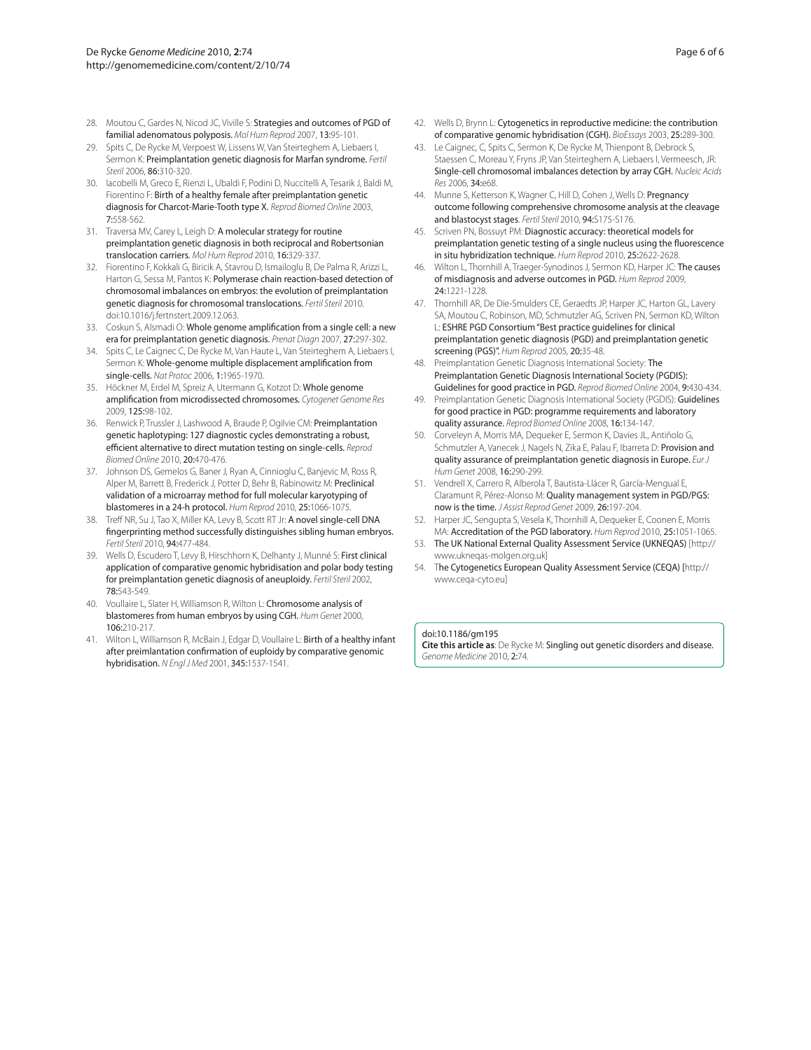28. Moutou C, Gardes N, Nicod JC, Viville S: **Strategies and outcomes of PGD of familial adenomatous polyposis.** *Mol Hum Reprod* 2007, **13:**95-101.
29. Spits C, De Rycke M, Verpoest W, Lissens W, Van Steirteghem A, Liebaers I, Sermon K: **Preimplantation genetic diagnosis for Marfan syndrome.** *Fertil Steril* 2006, **86:**310-320.
30. Iacobelli M, Greco E, Rienzi L, Ubaldi F, Podini D, Nuccitelli A, Tesarik J, Baldi M, Fiorentino F: **Birth of a healthy female after preimplantation genetic diagnosis for Charcot-Marie-Tooth type X.** *Reprod Biomed Online* 2003, **7:**558-562.
31. Traversa MV, Carey L, Leigh D: **A molecular strategy for routine preimplantation genetic diagnosis in both reciprocal and Robertsonian translocation carriers.** *Mol Hum Reprod* 2010, **16:**329-337.
32. Fiorentino F, Kokkali G, Biricik A, Stavrou D, Ismailoglu B, De Palma R, Arizzi L, Harton G, Sessa M, Pantos K: **Polymerase chain reaction-based detection of chromosomal imbalances on embryos: the evolution of preimplantation genetic diagnosis for chromosomal translocations.** *Fertil Steril* 2010. doi:10.1016/j.fertnstert.2009.12.063.
33. Coskun S, Alsmadi O: **Whole genome amplification from a single cell: a new era for preimplantation genetic diagnosis.** *Prenat Diagn* 2007, **27:**297-302.
34. Spits C, Le Caignec C, De Rycke M, Van Haute L, Van Steirteghem A, Liebaers I, Sermon K: **Whole-genome multiple displacement amplification from single-cells.** *Nat Protoc* 2006, **1:**1965-1970.
35. Höckner M, Erdel M, Spreiz A, Utermann G, Kotzot D: **Whole genome amplification from microdissected chromosomes.** *Cytogenet Genome Res* 2009, **125:**98-102.
36. Renwick P, Trussler J, Lashwood A, Braude P, Ogilvie CM: **Preimplantation genetic haplotyping: 127 diagnostic cycles demonstrating a robust, efficient alternative to direct mutation testing on single-cells.** *Reprod Biomed Online* 2010, **20:**470-476.
37. Johnson DS, Gemelos G, Baner J, Ryan A, Cinnioglu C, Banjevic M, Ross R, Alper M, Barrett B, Frederick J, Potter D, Behr B, Rabinowitz M: **Preclinical validation of a microarray method for full molecular karyotyping of blastomeres in a 24-h protocol.** *Hum Reprod* 2010, **25:**1066-1075.
38. Treff NR, Su J, Tao X, Miller KA, Levy B, Scott RT Jr: **A novel single-cell DNA fingerprinting method successfully distinguishes sibling human embryos.** *Fertil Steril* 2010, **94:**477-484.
39. Wells D, Escudero T, Levy B, Hirschhorn K, Delhanty J, Munné S: **First clinical application of comparative genomic hybridisation and polar body testing for preimplantation genetic diagnosis of aneuploidy.** *Fertil Steril* 2002, **78:**543-549.
40. Voullaire L, Slater H, Williamson R, Wilton L: **Chromosome analysis of blastomeres from human embryos by using CGH.** *Hum Genet* 2000, **106:**210-217.
41. Wilton L, Williamson R, McBain J, Edgar D, Voullaire L: **Birth of a healthy infant after preimplantation confirmation of euploidy by comparative genomic hybridisation.** *N Engl J Med* 2001, **345:**1537-1541.
42. Wells D, Brynn L: **Cytogenetics in reproductive medicine: the contribution of comparative genomic hybridisation (CGH).** *BioEssays* 2003, **25:**289-300.
43. Le Caignec, C, Spits C, Sermon K, De Rycke M, Thienpont B, Debrock S, Staessen C, Moreau Y, Fryns JP, Van Steirteghem A, Liebaers I, Vermeesch, JR: **Single-cell chromosomal imbalances detection by array CGH.** *Nucleic Acids Res* 2006, **34:**e68.
44. Munne S, Ketterson K, Wagner C, Hill D, Cohen J, Wells D: **Pregnancy outcome following comprehensive chromosome analysis at the cleavage and blastocyst stages.** *Fertil Steril* 2010, **94:**S175-S176.
45. Scriven PN, Bossuyt PM: **Diagnostic accuracy: theoretical models for preimplantation genetic testing of a single nucleus using the fluorescence in situ hybridization technique.** *Hum Reprod* 2010, **25:**2622-2628.
46. Wilton L, Thornhill A, Traeger-Synodinos J, Sermon KD, Harper JC: **The causes of misdiagnosis and adverse outcomes in PGD.** *Hum Reprod* 2009, **24:**1221-1228.
47. Thornhill AR, De Die-Smulders CE, Geraedts JP, Harper JC, Harton GL, Lavery SA, Moutou C, Robinson, MD, Schmutzler AG, Scriven PN, Sermon KD, Wilton L: **ESHRE PGD Consortium "Best practice guidelines for clinical preimplantation genetic diagnosis (PGD) and preimplantation genetic screening (PGS)".** *Hum Reprod* 2005, **20:**35-48.
48. Preimplantation Genetic Diagnosis International Society: **The Preimplantation Genetic Diagnosis International Society (PGDIS): Guidelines for good practice in PGD.** *Reprod Biomed Online* 2004, **9:**430-434.
49. Preimplantation Genetic Diagnosis International Society (PGDIS): **Guidelines for good practice in PGD: programme requirements and laboratory quality assurance.** *Reprod Biomed Online* 2008, **16:**134-147.
50. Corveleyn A, Morris MA, Dequeker E, Sermon K, Davies JL, Antiñolo G, Schmutzler A, Vanecek J, Nagels N, Zika E, Palau F, Ibarreta D: **Provision and quality assurance of preimplantation genetic diagnosis in Europe.** *Eur J Hum Genet* 2008, **16:**290-299.
51. Vendrell X, Carrero R, Alberola T, Bautista-Llácer R, García-Mengual E, Claramunt R, Pérez-Alonso M: **Quality management system in PGD/PGS: now is the time.** *J Assist Reprod Genet* 2009, **26:**197-204.
52. Harper JC, Sengupta S, Vesela K, Thornhill A, Dequeker E, Coonen E, Morris MA: **Accreditation of the PGD laboratory.** *Hum Reprod* 2010, **25:**1051-1065.
53. **The UK National External Quality Assessment Service (UKNEQAS)** [http://www.ukneqas-molgen.org.uk]
54. **The Cytogenetics European Quality Assessment Service (CEQA)** [http://www.ceqa-cyto.eu]

doi:10.1186/gm195
**Cite this article as**: De Rycke M: Singling out genetic disorders and disease. *Genome Medicine* 2010, **2:**74.